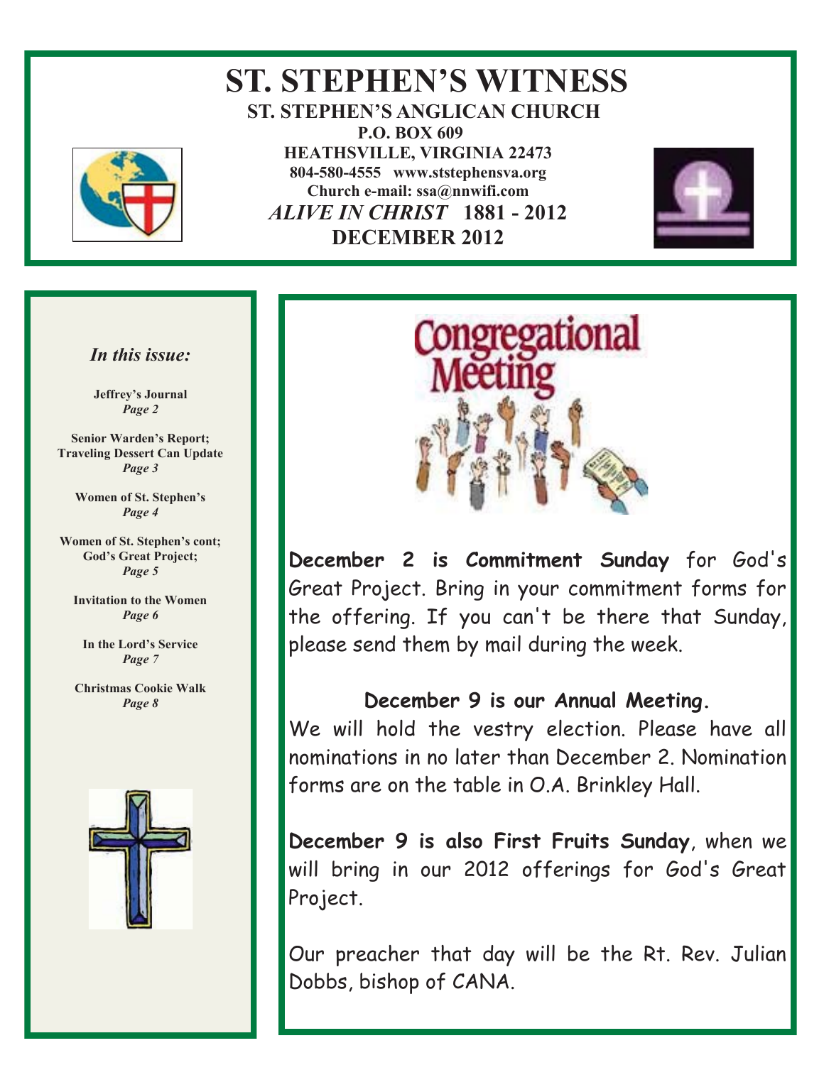# ST. STEPHEN'S WITNESS

**ST. STEPHEN'S ANGLICAN CHURCH**
**P.O. BOX 609**
**HEATHSVILLE, VIRGINIA 22473**
**804-580-4555 www.ststephensva.org**
**Church e-mail: ssa@nnwifi.com**
***ALIVE IN CHRIST* 1881 - 2012**
**DECEMBER 2012**

### *In this issue:*

**Jeffrey's Journal**
*Page 2*

**Senior Warden's Report; Traveling Dessert Can Update**
*Page 3*

**Women of St. Stephen's**
*Page 4*

**Women of St. Stephen's cont; God's Great Project;**
*Page 5*

**Invitation to the Women**
*Page 6*

**In the Lord's Service**
*Page 7*

**Christmas Cookie Walk**
*Page 8*

## Congregational Meeting

**December 2 is Commitment Sunday** for God's Great Project. Bring in your commitment forms for the offering. If you can't be there that Sunday, please send them by mail during the week.

**December 9 is our Annual Meeting.**

We will hold the vestry election. Please have all nominations in no later than December 2. Nomination forms are on the table in O.A. Brinkley Hall.

**December 9 is also First Fruits Sunday**, when we will bring in our 2012 offerings for God's Great Project.

Our preacher that day will be the Rt. Rev. Julian Dobbs, bishop of CANA.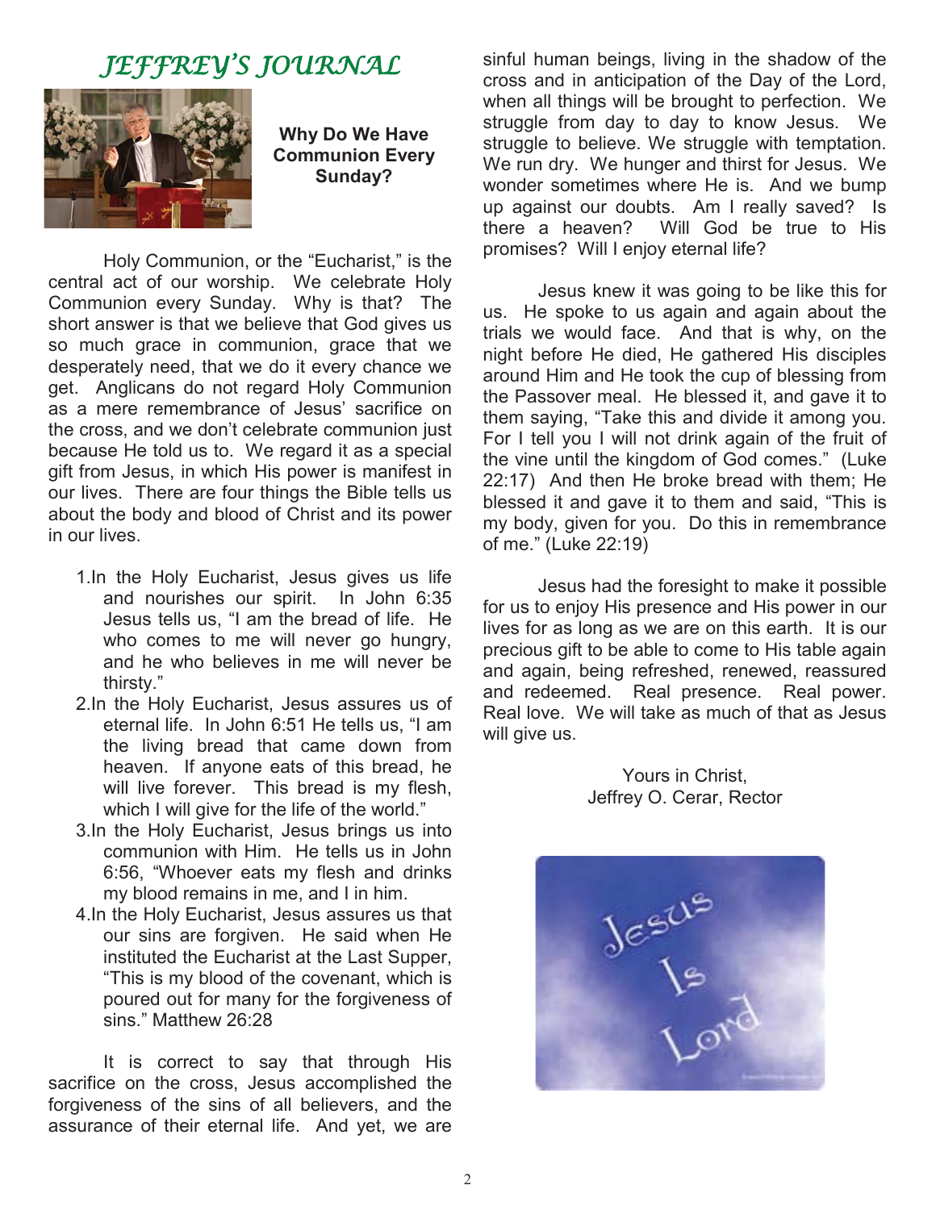# JEFFREY'S JOURNAL

## Why Do We Have Communion Every Sunday?

Holy Communion, or the "Eucharist," is the central act of our worship. We celebrate Holy Communion every Sunday. Why is that? The short answer is that we believe that God gives us so much grace in communion, grace that we desperately need, that we do it every chance we get. Anglicans do not regard Holy Communion as a mere remembrance of Jesus' sacrifice on the cross, and we don't celebrate communion just because He told us to. We regard it as a special gift from Jesus, in which His power is manifest in our lives. There are four things the Bible tells us about the body and blood of Christ and its power in our lives.

1. In the Holy Eucharist, Jesus gives us life and nourishes our spirit. In John 6:35 Jesus tells us, "I am the bread of life. He who comes to me will never go hungry, and he who believes in me will never be thirsty."
2. In the Holy Eucharist, Jesus assures us of eternal life. In John 6:51 He tells us, "I am the living bread that came down from heaven. If anyone eats of this bread, he will live forever. This bread is my flesh, which I will give for the life of the world."
3. In the Holy Eucharist, Jesus brings us into communion with Him. He tells us in John 6:56, "Whoever eats my flesh and drinks my blood remains in me, and I in him.
4. In the Holy Eucharist, Jesus assures us that our sins are forgiven. He said when He instituted the Eucharist at the Last Supper, "This is my blood of the covenant, which is poured out for many for the forgiveness of sins." Matthew 26:28

It is correct to say that through His sacrifice on the cross, Jesus accomplished the forgiveness of the sins of all believers, and the assurance of their eternal life. And yet, we are sinful human beings, living in the shadow of the cross and in anticipation of the Day of the Lord, when all things will be brought to perfection. We struggle from day to day to know Jesus. We struggle to believe. We struggle with temptation. We run dry. We hunger and thirst for Jesus. We wonder sometimes where He is. And we bump up against our doubts. Am I really saved? Is there a heaven? Will God be true to His promises? Will I enjoy eternal life?

Jesus knew it was going to be like this for us. He spoke to us again and again about the trials we would face. And that is why, on the night before He died, He gathered His disciples around Him and He took the cup of blessing from the Passover meal. He blessed it, and gave it to them saying, "Take this and divide it among you. For I tell you I will not drink again of the fruit of the vine until the kingdom of God comes." (Luke 22:17) And then He broke bread with them; He blessed it and gave it to them and said, "This is my body, given for you. Do this in remembrance of me." (Luke 22:19)

Jesus had the foresight to make it possible for us to enjoy His presence and His power in our lives for as long as we are on this earth. It is our precious gift to be able to come to His table again and again, being refreshed, renewed, reassured and redeemed. Real presence. Real power. Real love. We will take as much of that as Jesus will give us.

Yours in Christ,
Jeffrey O. Cerar, Rector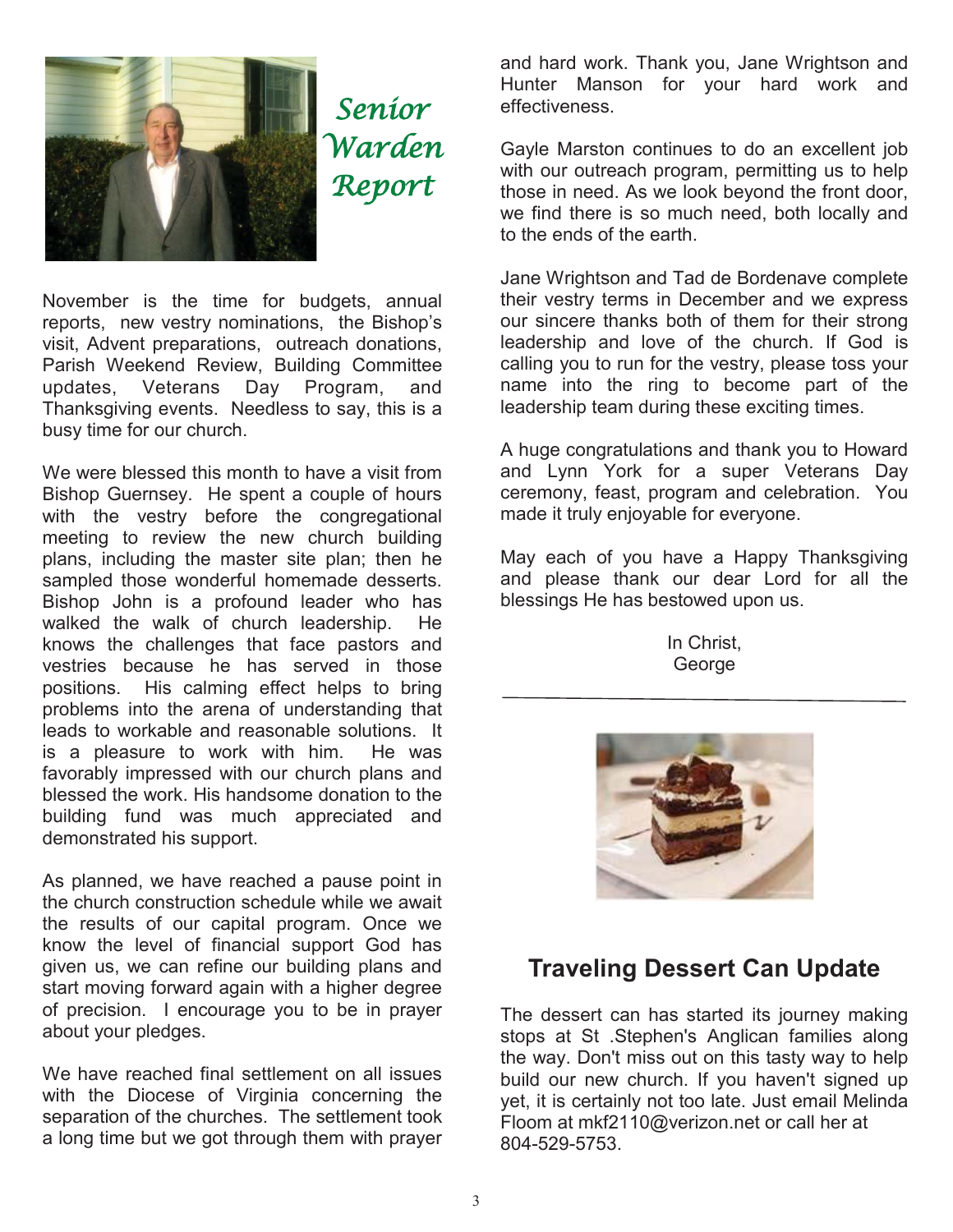## *Senior Warden Report*

November is the time for budgets, annual reports, new vestry nominations, the Bishop's visit, Advent preparations, outreach donations, Parish Weekend Review, Building Committee updates, Veterans Day Program, and Thanksgiving events. Needless to say, this is a busy time for our church.

We were blessed this month to have a visit from Bishop Guernsey. He spent a couple of hours with the vestry before the congregational meeting to review the new church building plans, including the master site plan; then he sampled those wonderful homemade desserts. Bishop John is a profound leader who has walked the walk of church leadership. He knows the challenges that face pastors and vestries because he has served in those positions. His calming effect helps to bring problems into the arena of understanding that leads to workable and reasonable solutions. It is a pleasure to work with him. He was favorably impressed with our church plans and blessed the work. His handsome donation to the building fund was much appreciated and demonstrated his support.

As planned, we have reached a pause point in the church construction schedule while we await the results of our capital program. Once we know the level of financial support God has given us, we can refine our building plans and start moving forward again with a higher degree of precision. I encourage you to be in prayer about your pledges.

We have reached final settlement on all issues with the Diocese of Virginia concerning the separation of the churches. The settlement took a long time but we got through them with prayer and hard work. Thank you, Jane Wrightson and Hunter Manson for your hard work and effectiveness.

Gayle Marston continues to do an excellent job with our outreach program, permitting us to help those in need. As we look beyond the front door, we find there is so much need, both locally and to the ends of the earth.

Jane Wrightson and Tad de Bordenave complete their vestry terms in December and we express our sincere thanks both of them for their strong leadership and love of the church. If God is calling you to run for the vestry, please toss your name into the ring to become part of the leadership team during these exciting times.

A huge congratulations and thank you to Howard and Lynn York for a super Veterans Day ceremony, feast, program and celebration. You made it truly enjoyable for everyone.

May each of you have a Happy Thanksgiving and please thank our dear Lord for all the blessings He has bestowed upon us.

In Christ,
George

---

## Traveling Dessert Can Update

The dessert can has started its journey making stops at St .Stephen's Anglican families along the way. Don't miss out on this tasty way to help build our new church. If you haven't signed up yet, it is certainly not too late. Just email Melinda Floom at mkf2110@verizon.net or call her at 804-529-5753.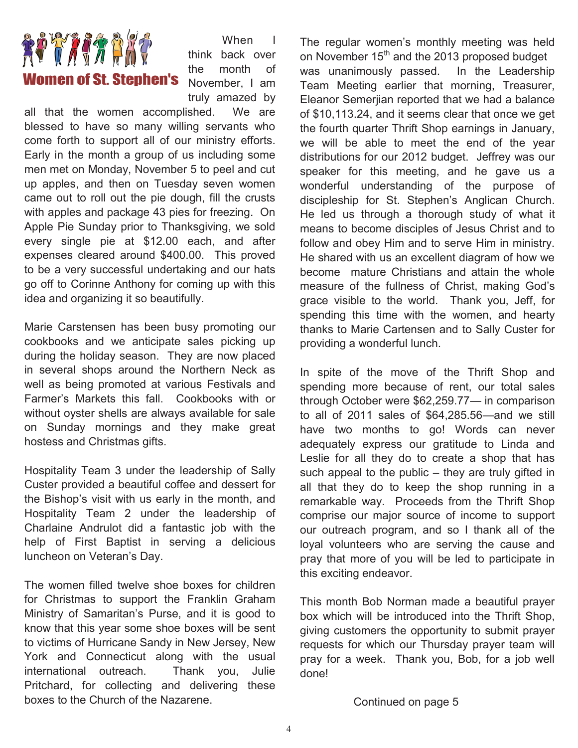# Women of St. Stephen's

When I think back over the month of November, I am truly amazed by all that the women accomplished. We are blessed to have so many willing servants who come forth to support all of our ministry efforts. Early in the month a group of us including some men met on Monday, November 5 to peel and cut up apples, and then on Tuesday seven women came out to roll out the pie dough, fill the crusts with apples and package 43 pies for freezing. On Apple Pie Sunday prior to Thanksgiving, we sold every single pie at $12.00 each, and after expenses cleared around $400.00. This proved to be a very successful undertaking and our hats go off to Corinne Anthony for coming up with this idea and organizing it so beautifully.

Marie Carstensen has been busy promoting our cookbooks and we anticipate sales picking up during the holiday season. They are now placed in several shops around the Northern Neck as well as being promoted at various Festivals and Farmer's Markets this fall. Cookbooks with or without oyster shells are always available for sale on Sunday mornings and they make great hostess and Christmas gifts.

Hospitality Team 3 under the leadership of Sally Custer provided a beautiful coffee and dessert for the Bishop's visit with us early in the month, and Hospitality Team 2 under the leadership of Charlaine Andrulot did a fantastic job with the help of First Baptist in serving a delicious luncheon on Veteran's Day.

The women filled twelve shoe boxes for children for Christmas to support the Franklin Graham Ministry of Samaritan's Purse, and it is good to know that this year some shoe boxes will be sent to victims of Hurricane Sandy in New Jersey, New York and Connecticut along with the usual international outreach. Thank you, Julie Pritchard, for collecting and delivering these boxes to the Church of the Nazarene.

The regular women's monthly meeting was held on November 15th and the 2013 proposed budget was unanimously passed. In the Leadership Team Meeting earlier that morning, Treasurer, Eleanor Semerjian reported that we had a balance of $10,113.24, and it seems clear that once we get the fourth quarter Thrift Shop earnings in January, we will be able to meet the end of the year distributions for our 2012 budget. Jeffrey was our speaker for this meeting, and he gave us a wonderful understanding of the purpose of discipleship for St. Stephen's Anglican Church. He led us through a thorough study of what it means to become disciples of Jesus Christ and to follow and obey Him and to serve Him in ministry. He shared with us an excellent diagram of how we become mature Christians and attain the whole measure of the fullness of Christ, making God's grace visible to the world. Thank you, Jeff, for spending this time with the women, and hearty thanks to Marie Cartensen and to Sally Custer for providing a wonderful lunch.

In spite of the move of the Thrift Shop and spending more because of rent, our total sales through October were $62,259.77— in comparison to all of 2011 sales of $64,285.56—and we still have two months to go! Words can never adequately express our gratitude to Linda and Leslie for all they do to create a shop that has such appeal to the public – they are truly gifted in all that they do to keep the shop running in a remarkable way. Proceeds from the Thrift Shop comprise our major source of income to support our outreach program, and so I thank all of the loyal volunteers who are serving the cause and pray that more of you will be led to participate in this exciting endeavor.

This month Bob Norman made a beautiful prayer box which will be introduced into the Thrift Shop, giving customers the opportunity to submit prayer requests for which our Thursday prayer team will pray for a week. Thank you, Bob, for a job well done!

Continued on page 5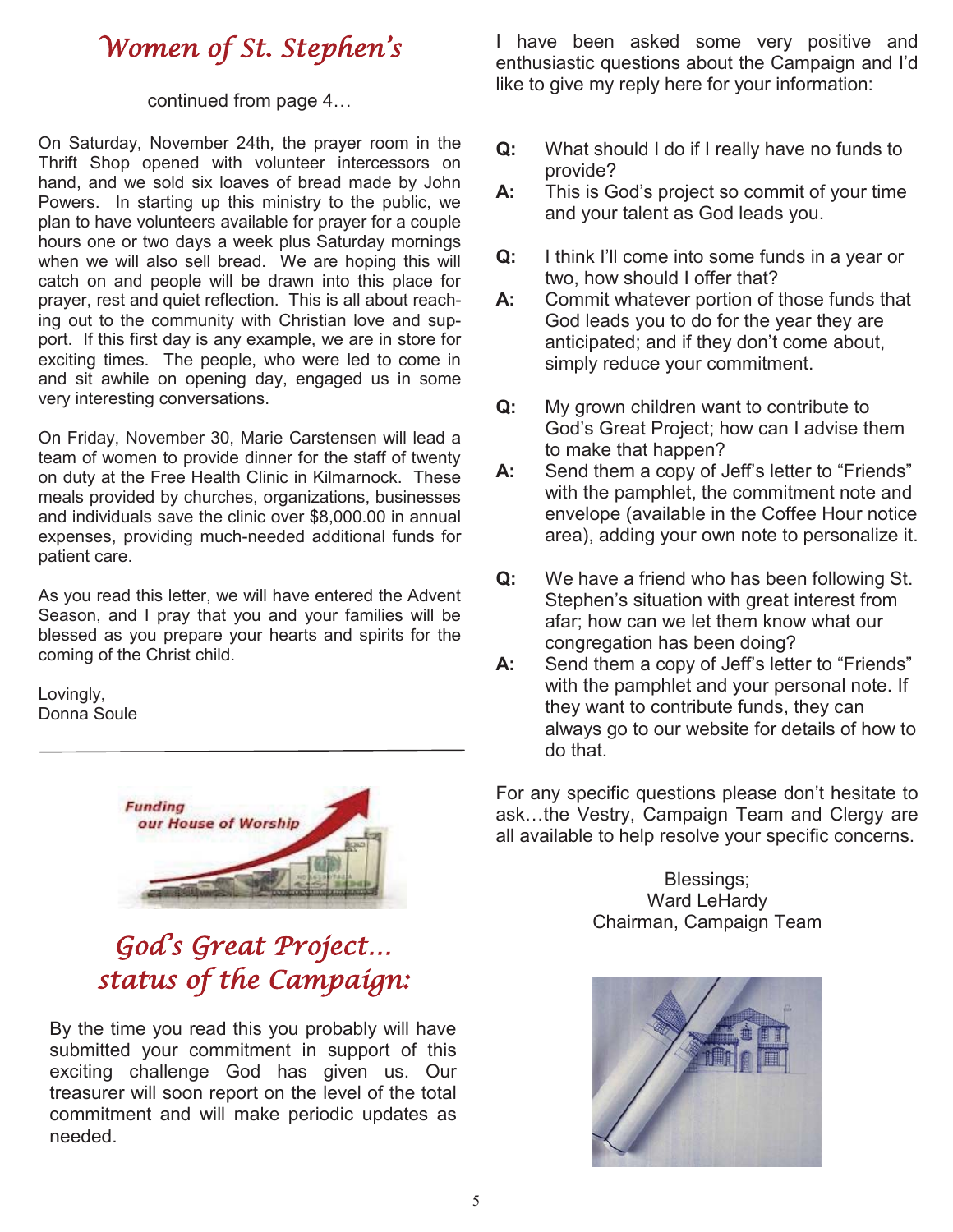# Women of St. Stephen's

continued from page 4…

On Saturday, November 24th, the prayer room in the Thrift Shop opened with volunteer intercessors on hand, and we sold six loaves of bread made by John Powers. In starting up this ministry to the public, we plan to have volunteers available for prayer for a couple hours one or two days a week plus Saturday mornings when we will also sell bread. We are hoping this will catch on and people will be drawn into this place for prayer, rest and quiet reflection. This is all about reaching out to the community with Christian love and support. If this first day is any example, we are in store for exciting times. The people, who were led to come in and sit awhile on opening day, engaged us in some very interesting conversations.

On Friday, November 30, Marie Carstensen will lead a team of women to provide dinner for the staff of twenty on duty at the Free Health Clinic in Kilmarnock. These meals provided by churches, organizations, businesses and individuals save the clinic over $8,000.00 in annual expenses, providing much-needed additional funds for patient care.

As you read this letter, we will have entered the Advent Season, and I pray that you and your families will be blessed as you prepare your hearts and spirits for the coming of the Christ child.

Lovingly,
Donna Soule

---

# God's Great Project… status of the Campaign:

By the time you read this you probably will have submitted your commitment in support of this exciting challenge God has given us. Our treasurer will soon report on the level of the total commitment and will make periodic updates as needed.

I have been asked some very positive and enthusiastic questions about the Campaign and I'd like to give my reply here for your information:

**Q:** What should I do if I really have no funds to provide?
**A:** This is God's project so commit of your time and your talent as God leads you.

**Q:** I think I'll come into some funds in a year or two, how should I offer that?
**A:** Commit whatever portion of those funds that God leads you to do for the year they are anticipated; and if they don't come about, simply reduce your commitment.

**Q:** My grown children want to contribute to God's Great Project; how can I advise them to make that happen?
**A:** Send them a copy of Jeff's letter to "Friends" with the pamphlet, the commitment note and envelope (available in the Coffee Hour notice area), adding your own note to personalize it.

**Q:** We have a friend who has been following St. Stephen's situation with great interest from afar; how can we let them know what our congregation has been doing?
**A:** Send them a copy of Jeff's letter to "Friends" with the pamphlet and your personal note. If they want to contribute funds, they can always go to our website for details of how to do that.

For any specific questions please don't hesitate to ask…the Vestry, Campaign Team and Clergy are all available to help resolve your specific concerns.

Blessings;
Ward LeHardy
Chairman, Campaign Team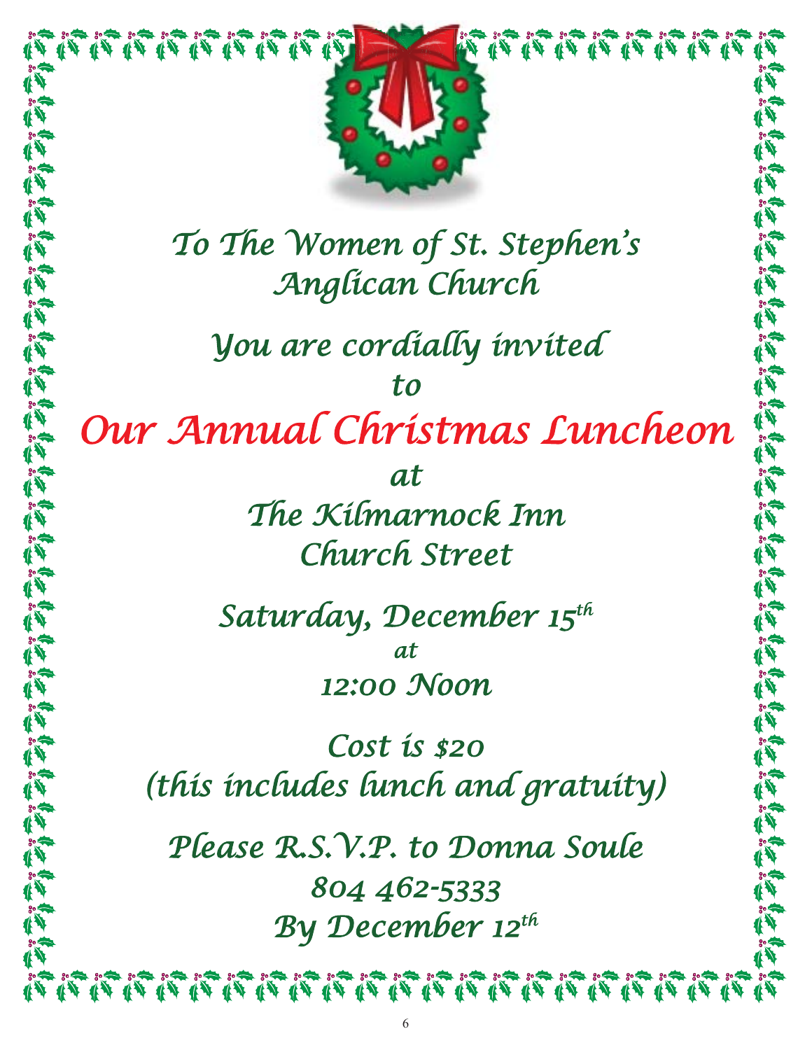*To The Women of St. Stephen's Anglican Church*

*You are cordially invited*
*to*

# *Our Annual Christmas Luncheon*

*at*
*The Kilmarnock Inn*
*Church Street*

*Saturday, December 15th*
*at*
*12:00 Noon*

*Cost is $20*
*(this includes lunch and gratuity)*

*Please R.S.V.P. to Donna Soule*
*804 462-5333*
*By December 12th*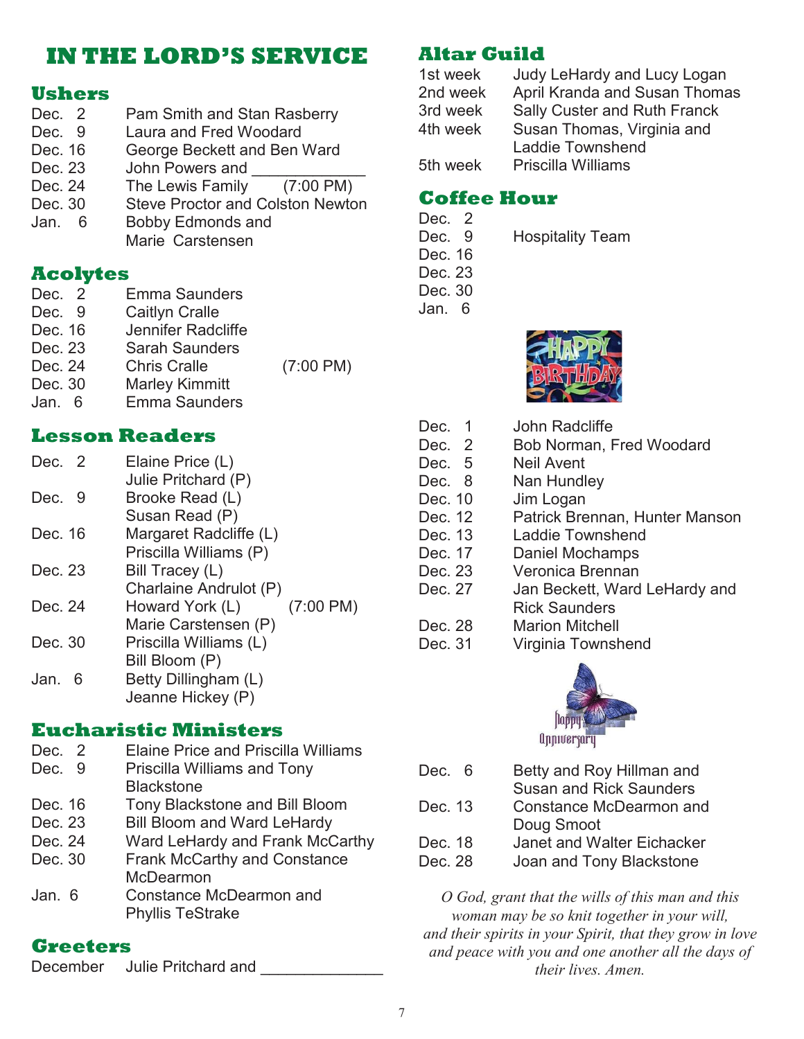# IN THE LORD'S SERVICE

## Ushers

| | |
|---|---|
| Dec. 2 | Pam Smith and Stan Rasberry |
| Dec. 9 | Laura and Fred Woodard |
| Dec. 16 | George Beckett and Ben Ward |
| Dec. 23 | John Powers and ____________ |
| Dec. 24 | The Lewis Family (7:00 PM) |
| Dec. 30 | Steve Proctor and Colston Newton |
| Jan. 6 | Bobby Edmonds and Marie Carstensen |

## Acolytes

| | |
|---|---|
| Dec. 2 | Emma Saunders |
| Dec. 9 | Caitlyn Cralle |
| Dec. 16 | Jennifer Radcliffe |
| Dec. 23 | Sarah Saunders |
| Dec. 24 | Chris Cralle (7:00 PM) |
| Dec. 30 | Marley Kimmitt |
| Jan. 6 | Emma Saunders |

## Lesson Readers

| | |
|---|---|
| Dec. 2 | Elaine Price (L)<br>Julie Pritchard (P) |
| Dec. 9 | Brooke Read (L)<br>Susan Read (P) |
| Dec. 16 | Margaret Radcliffe (L)<br>Priscilla Williams (P) |
| Dec. 23 | Bill Tracey (L)<br>Charlaine Andrulot (P) |
| Dec. 24 | Howard York (L) (7:00 PM)<br>Marie Carstensen (P) |
| Dec. 30 | Priscilla Williams (L)<br>Bill Bloom (P) |
| Jan. 6 | Betty Dillingham (L)<br>Jeanne Hickey (P) |

## Eucharistic Ministers

| | |
|---|---|
| Dec. 2 | Elaine Price and Priscilla Williams |
| Dec. 9 | Priscilla Williams and Tony Blackstone |
| Dec. 16 | Tony Blackstone and Bill Bloom |
| Dec. 23 | Bill Bloom and Ward LeHardy |
| Dec. 24 | Ward LeHardy and Frank McCarthy |
| Dec. 30 | Frank McCarthy and Constance McDearmon |
| Jan. 6 | Constance McDearmon and Phyllis TeStrake |

## Greeters

December Julie Pritchard and ____________

## Altar Guild

| | |
|---|---|
| 1st week | Judy LeHardy and Lucy Logan |
| 2nd week | April Kranda and Susan Thomas |
| 3rd week | Sally Custer and Ruth Franck |
| 4th week | Susan Thomas, Virginia and Laddie Townshend |
| 5th week | Priscilla Williams |

## Coffee Hour

| | |
|---|---|
| Dec. 2 | |
| Dec. 9 | Hospitality Team |
| Dec. 16 | |
| Dec. 23 | |
| Dec. 30 | |
| Jan. 6 | |

## Happy Birthday

| | |
|---|---|
| Dec. 1 | John Radcliffe |
| Dec. 2 | Bob Norman, Fred Woodard |
| Dec. 5 | Neil Avent |
| Dec. 8 | Nan Hundley |
| Dec. 10 | Jim Logan |
| Dec. 12 | Patrick Brennan, Hunter Manson |
| Dec. 13 | Laddie Townshend |
| Dec. 17 | Daniel Mochamps |
| Dec. 23 | Veronica Brennan |
| Dec. 27 | Jan Beckett, Ward LeHardy and Rick Saunders |
| Dec. 28 | Marion Mitchell |
| Dec. 31 | Virginia Townshend |

## Happy Anniversary

| | |
|---|---|
| Dec. 6 | Betty and Roy Hillman and Susan and Rick Saunders |
| Dec. 13 | Constance McDearmon and Doug Smoot |
| Dec. 18 | Janet and Walter Eichacker |
| Dec. 28 | Joan and Tony Blackstone |

*O God, grant that the wills of this man and this woman may be so knit together in your will, and their spirits in your Spirit, that they grow in love and peace with you and one another all the days of their lives. Amen.*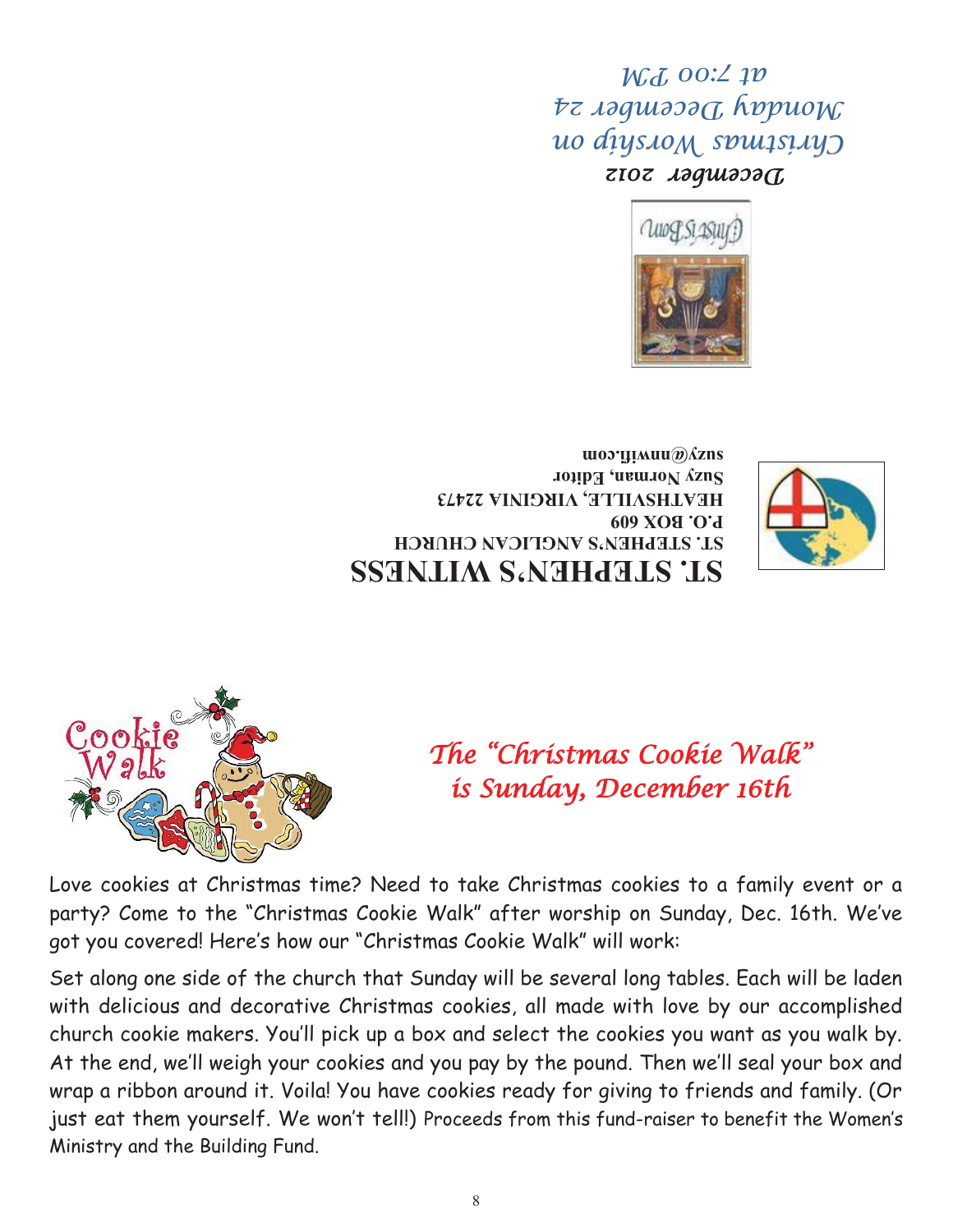*December 2012*

*Christmas Worship on Monday December 24 at 7:00 PM*

**ST. STEPHEN'S WITNESS**

**ST. STEPHEN'S ANGLICAN CHURCH**
**P.O. BOX 609**
**HEATHSVILLE, VIRGINIA 22473**
**Suzy Norman, Editor**
**suzy@nnwifi.com**

## *The "Christmas Cookie Walk" is Sunday, December 16th*

Love cookies at Christmas time? Need to take Christmas cookies to a family event or a party? Come to the "Christmas Cookie Walk" after worship on Sunday, Dec. 16th. We've got you covered! Here's how our "Christmas Cookie Walk" will work:

Set along one side of the church that Sunday will be several long tables. Each will be laden with delicious and decorative Christmas cookies, all made with love by our accomplished church cookie makers. You'll pick up a box and select the cookies you want as you walk by. At the end, we'll weigh your cookies and you pay by the pound. Then we'll seal your box and wrap a ribbon around it. Voila! You have cookies ready for giving to friends and family. (Or just eat them yourself. We won't tell!) Proceeds from this fund-raiser to benefit the Women's Ministry and the Building Fund.